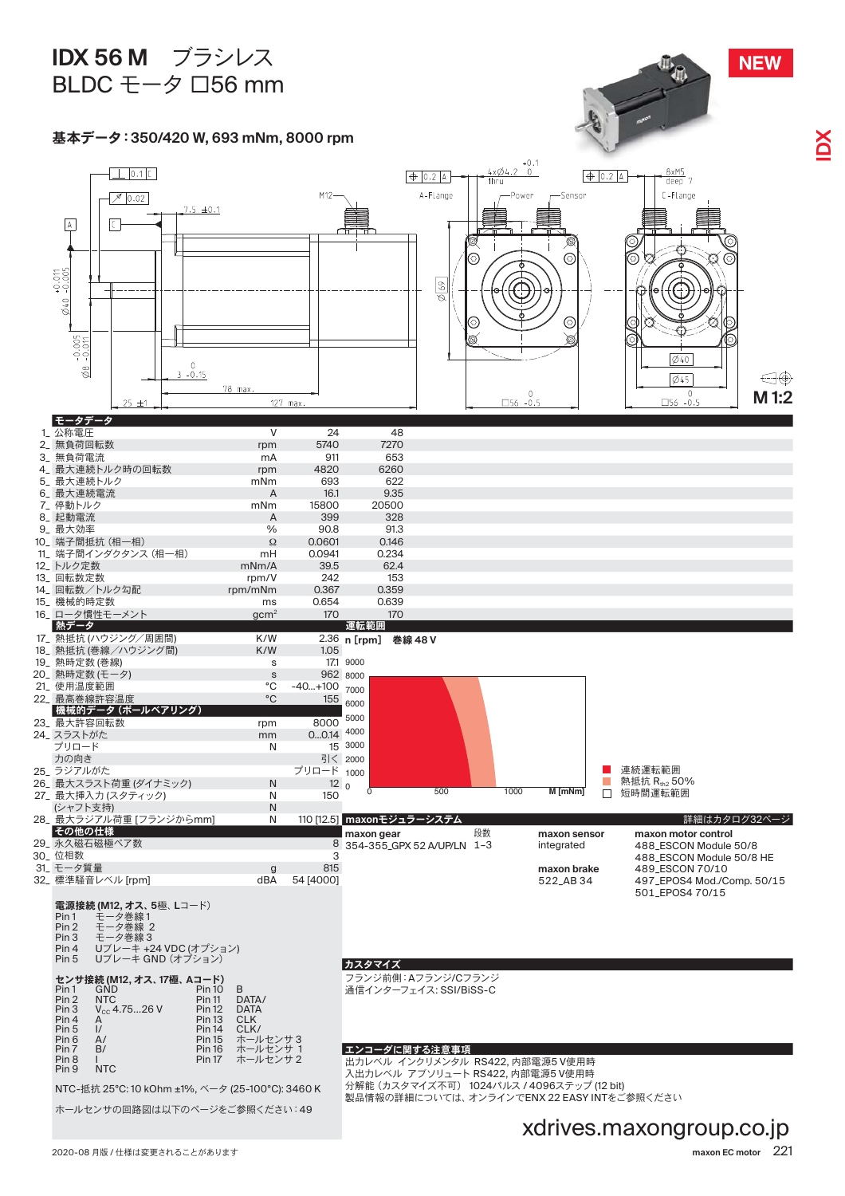# IDX 56 M　ブラシレス BLDC モータ □56 mm

NEW

## 基本データ：350/420 W, 693 mNm, 8000 rpm

M 1:2

## モータデータ

| | | 単位 | | |
|---|---|---|---|---|
| 1_ | 公称電圧 | V | 24 | 48 |
| 2_ | 無負荷回転数 | rpm | 5740 | 7270 |
| 3_ | 無負荷電流 | mA | 911 | 653 |
| 4_ | 最大連続トルク時の回転数 | rpm | 4820 | 6260 |
| 5_ | 最大連続トルク | mNm | 693 | 622 |
| 6_ | 最大連続電流 | A | 16.1 | 9.35 |
| 7_ | 停動トルク | mNm | 15800 | 20500 |
| 8_ | 起動電流 | A | 399 | 328 |
| 9_ | 最大効率 | % | 90.8 | 91.3 |
| 10_ | 端子間抵抗（相ー相） | Ω | 0.0601 | 0.146 |
| 11_ | 端子間インダクタンス（相ー相） | mH | 0.0941 | 0.234 |
| 12_ | トルク定数 | mNm/A | 39.5 | 62.4 |
| 13_ | 回転数定数 | rpm/V | 242 | 153 |
| 14_ | 回転数／トルク勾配 | rpm/mNm | 0.367 | 0.359 |
| 15_ | 機械的時定数 | ms | 0.654 | 0.639 |
| 16_ | ロータ慣性モーメント | $gcm^2$ | 170 | 170 |

## 熱データ

| | | | |
|---|---|---|---|
| 17_ | 熱抵抗（ハウジング／周囲間） | K/W | 2.36 |
| 18_ | 熱抵抗（巻線／ハウジング間） | K/W | 1.05 |
| 19_ | 熱時定数（巻線） | s | 17.1 |
| 20_ | 熱時定数（モータ） | s | 962 |
| 21_ | 使用温度範囲 | °C | -40...+100 |
| 22_ | 最高巻線許容温度 | °C | 155 |

## 機械的データ（ボールベアリング）

| | | | |
|---|---|---|---|
| 23_ | 最大許容回転数 | rpm | 8000 |
| 24_ | スラストがた | mm | 0...0.14 |
| | プリロード | N | 15 |
| | 力の向き | | 引く |
| 25_ | ラジアルがた | | プリロード |
| 26_ | 最大スラスト荷重（ダイナミック） | N | 12 |
| 27_ | 最大挿入力（スタティック） | N | 150 |
| | （シャフト支持） | N | |
| 28_ | 最大ラジアル荷重［フランジからmm］ | N | 110 [12.5] |

## その他の仕様

| | | | |
|---|---|---|---|
| 29_ | 永久磁石磁極ペア数 | | 8 |
| 30_ | 位相数 | | 3 |
| 31_ | モータ質量 | g | 815 |
| 32_ | 標準騒音レベル [rpm] | dBA | 54 [4000] |

## 運転範囲

n [rpm]　巻線 48 V

M [mNm]

- 連続運転範囲
- 熱抵抗 $R_{th2}$ 50%
- 短時間運転範囲

## maxonモジュラーシステム

詳細はカタログ32ページ

| maxon gear | 段数 | maxon sensor | maxon motor control |
|---|---|---|---|
| 354-355_GPX 52 A/UP/LN | 1–3 | integrated | 488_ESCON Module 50/8 |
| | | | 488_ESCON Module 50/8 HE |
| | | **maxon brake** | 489_ESCON 70/10 |
| | | 522_AB 34 | 497_EPOS4 Mod./Comp. 50/15 |
| | | | 501_EPOS4 70/15 |

## 電源接続（M12, オス、5極、Lコード）

- Pin 1　モータ巻線 1
- Pin 2　モータ巻線 2
- Pin 3　モータ巻線 3
- Pin 4　ブレーキ +24 VDC（オプション）
- Pin 5　ブレーキ GND（オプション）

## センサ接続（M12, オス、17極、Aコード）

| Pin | | Pin | |
|---|---|---|---|
| Pin 1 | GND | Pin 10 | B |
| Pin 2 | NTC | Pin 11 | DATA/ |
| Pin 3 | $V_{cc}$ 4.75...26 V | Pin 12 | DATA |
| Pin 4 | A | Pin 13 | CLK |
| Pin 5 | I/ | Pin 14 | CLK/ |
| Pin 6 | A/ | Pin 15 | ホールセンサ 3 |
| Pin 7 | B/ | Pin 16 | ホールセンサ 1 |
| Pin 8 | I | Pin 17 | ホールセンサ 2 |
| Pin 9 | NTC | | |

NTC-抵抗 25°C: 10 kOhm ±1%, ベータ (25-100°C): 3460 K

ホールセンサの回路図は以下のページをご参照ください：49

## カスタマイズ

フランジ前側：Aフランジ/Cフランジ
通信インターフェイス: SSI/BiSS-C

## エンコーダに関する注意事項

出力レベル　インクリメンタル　RS422, 内部電源5 V使用時
入出力レベル　アブソリュート RS422, 内部電源5 V使用時
分解能（カスタマイズ不可）　1024パルス / 4096ステップ (12 bit)
製品情報の詳細については、オンラインでENX 22 EASY INTをご参照ください

xdrives.maxongroup.co.jp

2020-08 月版 / 仕様は変更されることがあります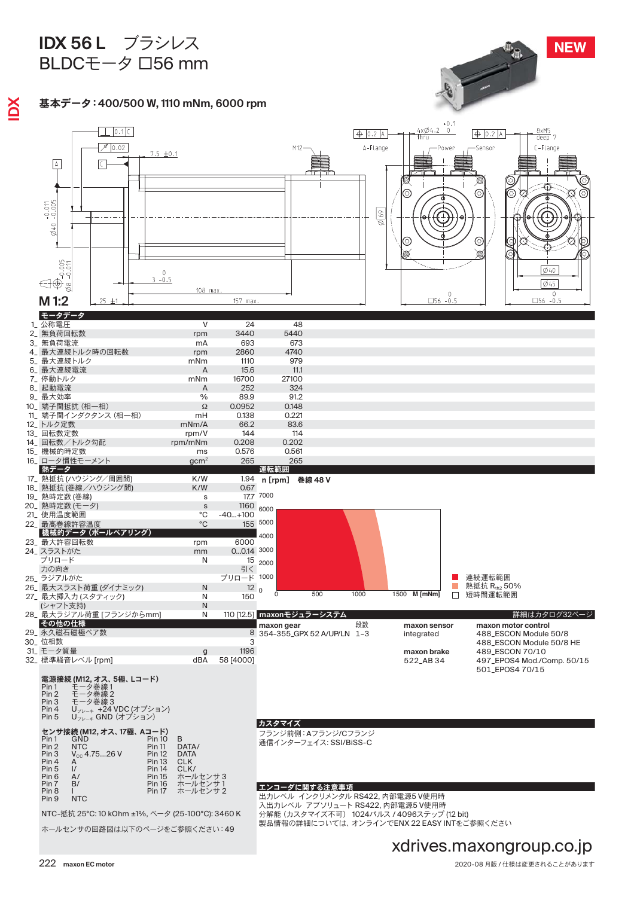# IDX 56 L ブラシレス BLDCモータ □56 mm

NEW

IDX

## 基本データ：400/500 W, 1110 mNm, 6000 rpm

M 1:2

25 ±1
7.5 ±0.1
108 max.
157 max.
3 -0.5
Ø40 +0.011 -0.005
Ø8 -0.005 -0.011
M12
A-Flange
Power
Sensor
C-Flange
4xØ4.2 thru
8xM5 deep 7
Ø69
Ø40
Ø45
□56 -0.5
□56 -0.5

### モータデータ

| | | | 24 | 48 |
|---|---|---|---|---|
| 1 | 公称電圧 | V | 24 | 48 |
| 2 | 無負荷回転数 | rpm | 3440 | 5440 |
| 3 | 無負荷電流 | mA | 693 | 673 |
| 4 | 最大連続トルク時の回転数 | rpm | 2860 | 4740 |
| 5 | 最大連続トルク | mNm | 1110 | 979 |
| 6 | 最大連続電流 | A | 15.6 | 11.1 |
| 7 | 停動トルク | mNm | 16700 | 27100 |
| 8 | 起動電流 | A | 252 | 324 |
| 9 | 最大効率 | % | 89.9 | 91.2 |
| 10 | 端子間抵抗 (相一相) | Ω | 0.0952 | 0.148 |
| 11 | 端子間インダクタンス (相一相) | mH | 0.138 | 0.221 |
| 12 | トルク定数 | mNm/A | 66.2 | 83.6 |
| 13 | 回転数定数 | rpm/V | 144 | 114 |
| 14 | 回転数／トルク勾配 | rpm/mNm | 0.208 | 0.202 |
| 15 | 機械的時定数 | ms | 0.576 | 0.561 |
| 16 | ロータ慣性モーメント | $gcm^2$ | 265 | 265 |

### 熱データ

| | | | |
|---|---|---|---|
| 17 | 熱抵抗 (ハウジング／周囲間) | K/W | 1.94 |
| 18 | 熱抵抗 (巻線／ハウジング間) | K/W | 0.67 |
| 19 | 熱時定数 (巻線) | s | 17.7 |
| 20 | 熱時定数 (モータ) | s | 1160 |
| 21 | 使用温度範囲 | °C | -40...+100 |
| 22 | 最高巻線許容温度 | °C | 155 |

### 機械的データ (ボールベアリング)

| | | | |
|---|---|---|---|
| 23 | 最大許容回転数 | rpm | 6000 |
| 24 | スラストがた | mm | 0...0.14 |
| | プリロード | N | 15 |
| | 力の向き | | 引く |
| 25 | ラジアルがた | | プリロード |
| 26 | 最大スラスト荷重 (ダイナミック) | N | 12 |
| 27 | 最大挿入力 (スタティック) | N | 150 |
| | (シャフト支持) | N | |
| 28 | 最大ラジアル荷重 [フランジからmm] | N | 110 [12.5] |

### その他の仕様

| | | | |
|---|---|---|---|
| 29 | 永久磁石磁極ペア数 | | 8 |
| 30 | 位相数 | | 3 |
| 31 | モータ質量 | g | 1196 |
| 32 | 標準騒音レベル [rpm] | dBA | 58 [4000] |

### 運転範囲

n [rpm]　巻線 48 V

7000, 6000, 5000, 4000, 3000, 2000, 1000, 0
0, 500, 1000, 1500　M [mNm]

連続運転範囲
熱抵抗 $R_{th2}$ 50%
短時間運転範囲

### maxonモジュラーシステム

詳細はカタログ32ページ

| maxon gear | 段数 | maxon sensor | maxon motor control |
|---|---|---|---|
| 354-355_GPX 52 A/UP/LN | 1–3 | integrated | 488_ESCON Module 50/8 |
| | | | 488_ESCON Module 50/8 HE |
| | | **maxon brake** | 489_ESCON 70/10 |
| | | 522_AB 34 | 497_EPOS4 Mod./Comp. 50/15 |
| | | | 501_EPOS4 70/15 |

**電源接続 (M12, オス、5極、Lコード)**

Pin 1　モータ巻線 1
Pin 2　モータ巻線 2
Pin 3　モータ巻線 3
Pin 4　$U_{ブレーキ}$ +24 VDC (オプション)
Pin 5　$U_{ブレーキ}$ GND (オプション)

**センサ接続 (M12, オス、17極、Aコード)**

| | | | |
|---|---|---|---|
| Pin 1 | GND | Pin 10 | B |
| Pin 2 | NTC | Pin 11 | DATA/ |
| Pin 3 | $V_{CC}$ 4.75…26 V | Pin 12 | DATA |
| Pin 4 | A | Pin 13 | CLK |
| Pin 5 | I/ | Pin 14 | CLK/ |
| Pin 6 | A/ | Pin 15 | ホールセンサ 3 |
| Pin 7 | B/ | Pin 16 | ホールセンサ 1 |
| Pin 8 | I | Pin 17 | ホールセンサ 2 |
| Pin 9 | NTC | | |

NTC-抵抗 25°C: 10 kOhm ±1%, ベータ (25-100°C): 3460 K

ホールセンサの回路図は以下のページをご参照ください：49

### カスタマイズ

フランジ前側：Aフランジ/Cフランジ
通信インターフェイス: SSI/BiSS-C

### エンコーダに関する注意事項

出力レベル　インクリメンタル RS422, 内部電源5 V使用時
入出力レベル　アブソリュート RS422, 内部電源5 V使用時
分解能 (カスタマイズ不可)　1024パルス / 4096ステップ (12 bit)
製品情報の詳細については、オンラインでENX 22 EASY INTをご参照ください

xdrives.maxongroup.co.jp

maxon EC motor

2020-08 月版 / 仕様は変更されることがあります